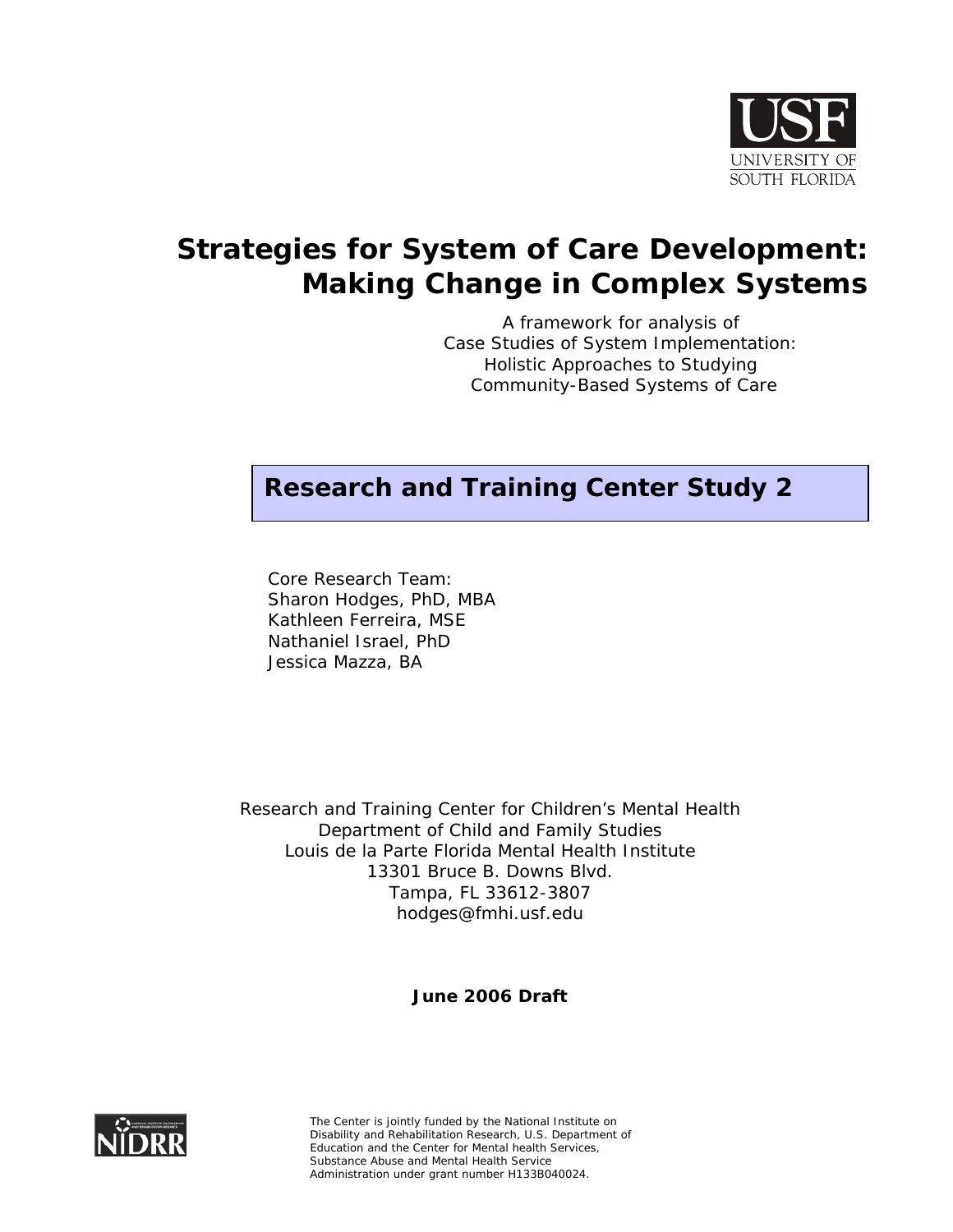USF
UNIVERSITY OF SOUTH FLORIDA

# Strategies for System of Care Development: Making Change in Complex Systems

A framework for analysis of
Case Studies of System Implementation:
Holistic Approaches to Studying
Community-Based Systems of Care

## Research and Training Center Study 2

Core Research Team:
Sharon Hodges, PhD, MBA
Kathleen Ferreira, MSE
Nathaniel Israel, PhD
Jessica Mazza, BA

Research and Training Center for Children's Mental Health
Department of Child and Family Studies
Louis de la Parte Florida Mental Health Institute
13301 Bruce B. Downs Blvd.
Tampa, FL 33612-3807
hodges@fmhi.usf.edu

**June 2006 Draft**

NIDRR

The Center is jointly funded by the National Institute on Disability and Rehabilitation Research, U.S. Department of Education and the Center for Mental health Services, Substance Abuse and Mental Health Service Administration under grant number H133B040024.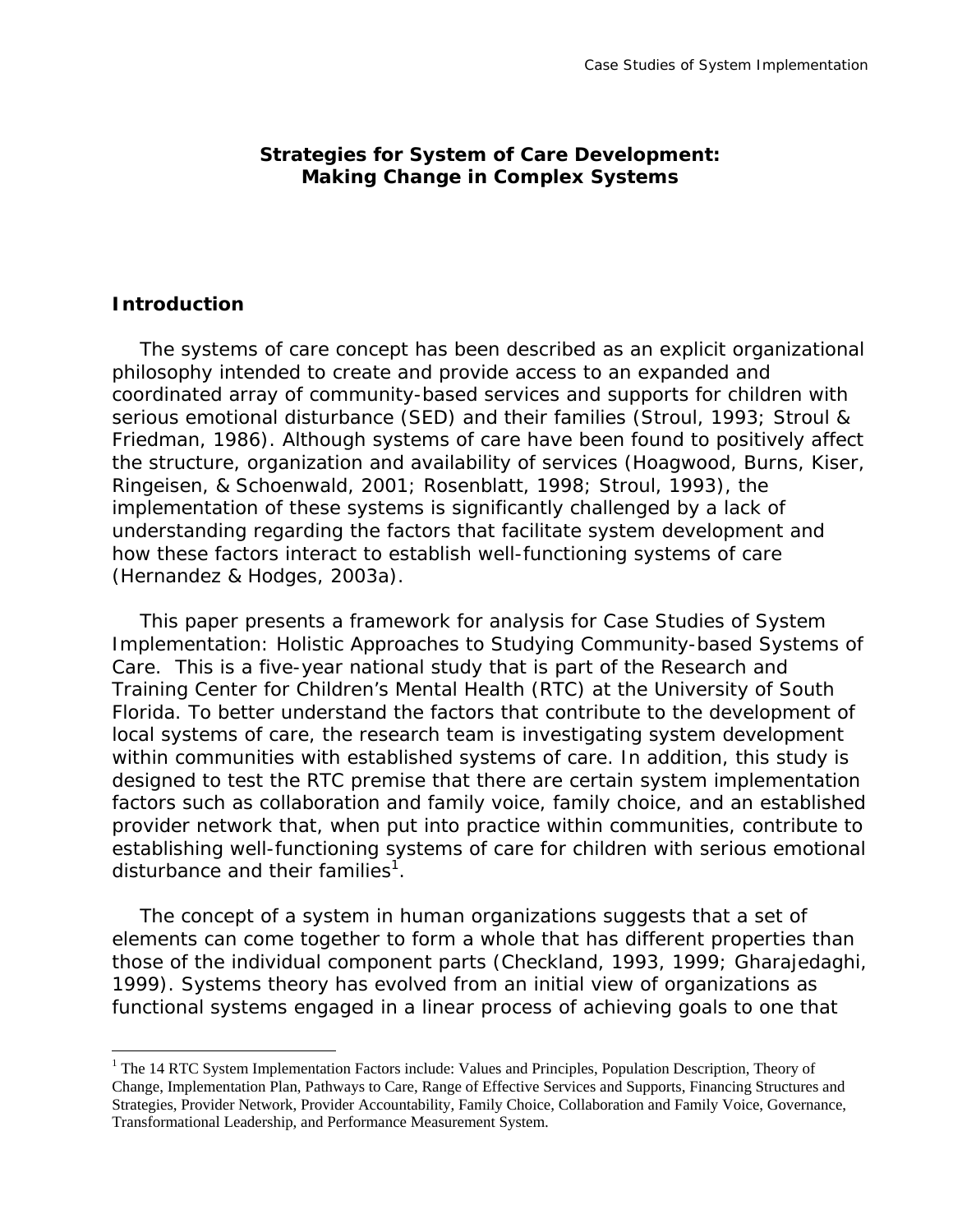## Strategies for System of Care Development: Making Change in Complex Systems

### Introduction

The systems of care concept has been described as an explicit organizational philosophy intended to create and provide access to an expanded and coordinated array of community-based services and supports for children with serious emotional disturbance (SED) and their families (Stroul, 1993; Stroul & Friedman, 1986). Although systems of care have been found to positively affect the structure, organization and availability of services (Hoagwood, Burns, Kiser, Ringeisen, & Schoenwald, 2001; Rosenblatt, 1998; Stroul, 1993), the implementation of these systems is significantly challenged by a lack of understanding regarding the factors that facilitate system development and how these factors interact to establish well-functioning systems of care (Hernandez & Hodges, 2003a).

This paper presents a framework for analysis for Case Studies of System Implementation: Holistic Approaches to Studying Community-based Systems of Care. This is a five-year national study that is part of the Research and Training Center for Children's Mental Health (RTC) at the University of South Florida. To better understand the factors that contribute to the development of local systems of care, the research team is investigating system development within communities with established systems of care. In addition, this study is designed to test the RTC premise that there are certain system implementation factors such as collaboration and family voice, family choice, and an established provider network that, when put into practice within communities, contribute to establishing well-functioning systems of care for children with serious emotional disturbance and their families[1].

The concept of a system in human organizations suggests that a set of elements can come together to form a whole that has different properties than those of the individual component parts (Checkland, 1993, 1999; Gharajedaghi, 1999). Systems theory has evolved from an initial view of organizations as functional systems engaged in a linear process of achieving goals to one that

[1] The 14 RTC System Implementation Factors include: Values and Principles, Population Description, Theory of Change, Implementation Plan, Pathways to Care, Range of Effective Services and Supports, Financing Structures and Strategies, Provider Network, Provider Accountability, Family Choice, Collaboration and Family Voice, Governance, Transformational Leadership, and Performance Measurement System.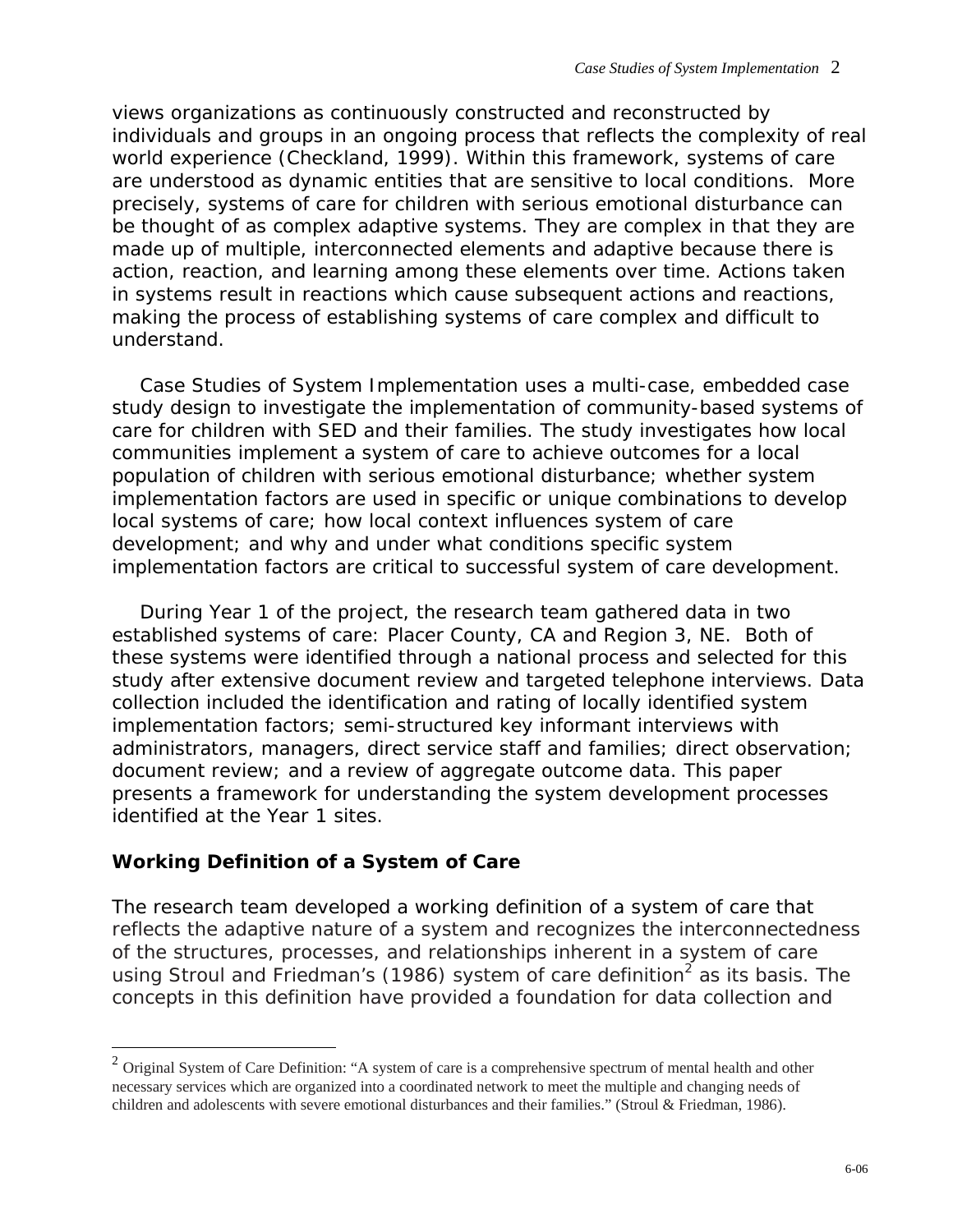views organizations as continuously constructed and reconstructed by individuals and groups in an ongoing process that reflects the complexity of real world experience (Checkland, 1999). Within this framework, systems of care are understood as dynamic entities that are sensitive to local conditions. More precisely, systems of care for children with serious emotional disturbance can be thought of as complex adaptive systems. They are complex in that they are made up of multiple, interconnected elements and adaptive because there is action, reaction, and learning among these elements over time. Actions taken in systems result in reactions which cause subsequent actions and reactions, making the process of establishing systems of care complex and difficult to understand.

Case Studies of System Implementation uses a multi-case, embedded case study design to investigate the implementation of community-based systems of care for children with SED and their families. The study investigates how local communities implement a system of care to achieve outcomes for a local population of children with serious emotional disturbance; whether system implementation factors are used in specific or unique combinations to develop local systems of care; how local context influences system of care development; and why and under what conditions specific system implementation factors are critical to successful system of care development.

During Year 1 of the project, the research team gathered data in two established systems of care: Placer County, CA and Region 3, NE. Both of these systems were identified through a national process and selected for this study after extensive document review and targeted telephone interviews. Data collection included the identification and rating of locally identified system implementation factors; semi-structured key informant interviews with administrators, managers, direct service staff and families; direct observation; document review; and a review of aggregate outcome data. This paper presents a framework for understanding the system development processes identified at the Year 1 sites.

## Working Definition of a System of Care

The research team developed a working definition of a system of care that reflects the adaptive nature of a system and recognizes the interconnectedness of the structures, processes, and relationships inherent in a system of care using Stroul and Friedman's (1986) system of care definition[2] as its basis. The concepts in this definition have provided a foundation for data collection and

[2] Original System of Care Definition: "A system of care is a comprehensive spectrum of mental health and other necessary services which are organized into a coordinated network to meet the multiple and changing needs of children and adolescents with severe emotional disturbances and their families." (Stroul & Friedman, 1986).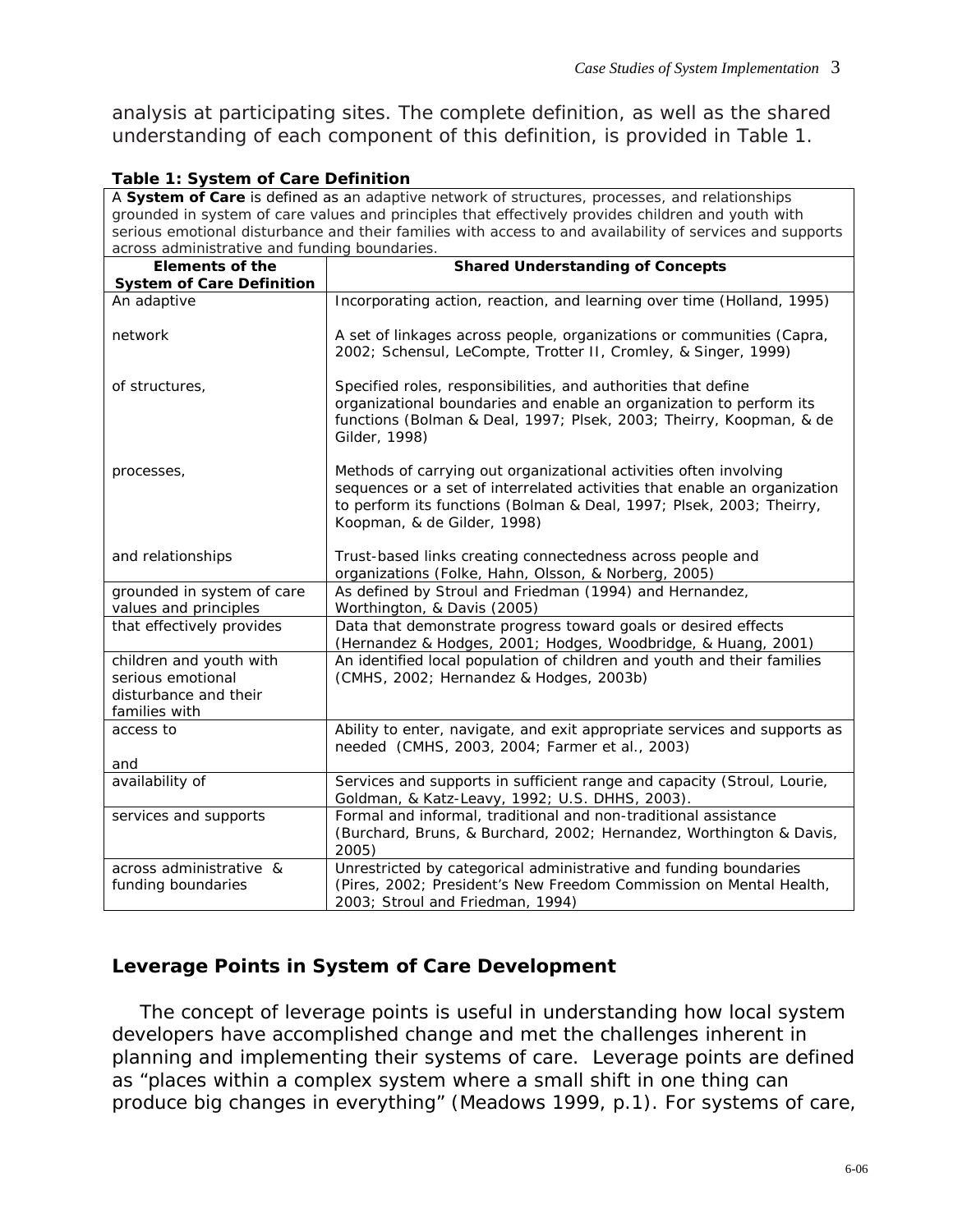analysis at participating sites. The complete definition, as well as the shared understanding of each component of this definition, is provided in Table 1.

**Table 1: System of Care Definition**

A **System of Care** is defined as an adaptive network of structures, processes, and relationships grounded in system of care values and principles that effectively provides children and youth with serious emotional disturbance and their families with access to and availability of services and supports across administrative and funding boundaries.

| Elements of the System of Care Definition | Shared Understanding of Concepts |
|---|---|
| An adaptive | Incorporating action, reaction, and learning over time (Holland, 1995) |
| network | A set of linkages across people, organizations or communities (Capra, 2002; Schensul, LeCompte, Trotter II, Cromley, & Singer, 1999) |
| of structures, | Specified roles, responsibilities, and authorities that define organizational boundaries and enable an organization to perform its functions (Bolman & Deal, 1997; Plsek, 2003; Theirry, Koopman, & de Gilder, 1998) |
| processes, | Methods of carrying out organizational activities often involving sequences or a set of interrelated activities that enable an organization to perform its functions (Bolman & Deal, 1997; Plsek, 2003; Theirry, Koopman, & de Gilder, 1998) |
| and relationships | Trust-based links creating connectedness across people and organizations (Folke, Hahn, Olsson, & Norberg, 2005) |
| grounded in system of care values and principles | As defined by Stroul and Friedman (1994) and Hernandez, Worthington, & Davis (2005) |
| that effectively provides | Data that demonstrate progress toward goals or desired effects (Hernandez & Hodges, 2001; Hodges, Woodbridge, & Huang, 2001) |
| children and youth with serious emotional disturbance and their families with | An identified local population of children and youth and their families (CMHS, 2002; Hernandez & Hodges, 2003b) |
| access to and | Ability to enter, navigate, and exit appropriate services and supports as needed (CMHS, 2003, 2004; Farmer et al., 2003) |
| availability of | Services and supports in sufficient range and capacity (Stroul, Lourie, Goldman, & Katz-Leavy, 1992; U.S. DHHS, 2003). |
| services and supports | Formal and informal, traditional and non-traditional assistance (Burchard, Bruns, & Burchard, 2002; Hernandez, Worthington & Davis, 2005) |
| across administrative & funding boundaries | Unrestricted by categorical administrative and funding boundaries (Pires, 2002; President's New Freedom Commission on Mental Health, 2003; Stroul and Friedman, 1994) |

## Leverage Points in System of Care Development

The concept of leverage points is useful in understanding how local system developers have accomplished change and met the challenges inherent in planning and implementing their systems of care. Leverage points are defined as "places within a complex system where a small shift in one thing can produce big changes in everything" (Meadows 1999, p.1). For systems of care,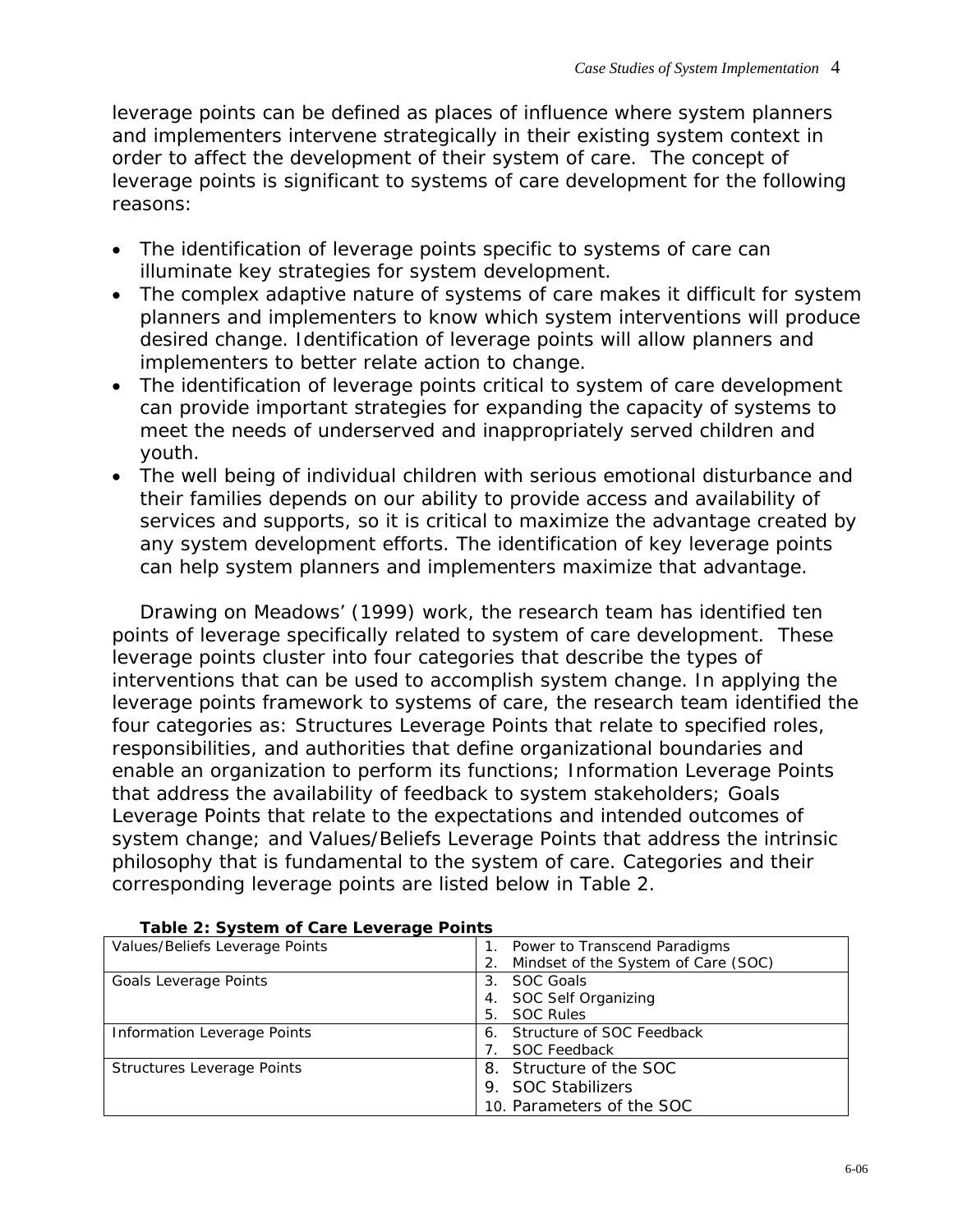leverage points can be defined as places of influence where system planners and implementers intervene strategically in their existing system context in order to affect the development of their system of care. The concept of leverage points is significant to systems of care development for the following reasons:

- The identification of leverage points specific to systems of care can illuminate key strategies for system development.
- The complex adaptive nature of systems of care makes it difficult for system planners and implementers to know which system interventions will produce desired change. Identification of leverage points will allow planners and implementers to better relate action to change.
- The identification of leverage points critical to system of care development can provide important strategies for expanding the capacity of systems to meet the needs of underserved and inappropriately served children and youth.
- The well being of individual children with serious emotional disturbance and their families depends on our ability to provide access and availability of services and supports, so it is critical to maximize the advantage created by any system development efforts. The identification of key leverage points can help system planners and implementers maximize that advantage.

Drawing on Meadows' (1999) work, the research team has identified ten points of leverage specifically related to system of care development. These leverage points cluster into four categories that describe the types of interventions that can be used to accomplish system change. In applying the leverage points framework to systems of care, the research team identified the four categories as: Structures Leverage Points that relate to specified roles, responsibilities, and authorities that define organizational boundaries and enable an organization to perform its functions; Information Leverage Points that address the availability of feedback to system stakeholders; Goals Leverage Points that relate to the expectations and intended outcomes of system change; and Values/Beliefs Leverage Points that address the intrinsic philosophy that is fundamental to the system of care. Categories and their corresponding leverage points are listed below in Table 2.

**Table 2: System of Care Leverage Points**

| | |
|---|---|
| Values/Beliefs Leverage Points | 1. Power to Transcend Paradigms<br>2. Mindset of the System of Care (SOC) |
| Goals Leverage Points | 3. SOC Goals<br>4. SOC Self Organizing<br>5. SOC Rules |
| Information Leverage Points | 6. Structure of SOC Feedback<br>7. SOC Feedback |
| Structures Leverage Points | 8. Structure of the SOC<br>9. SOC Stabilizers<br>10. Parameters of the SOC |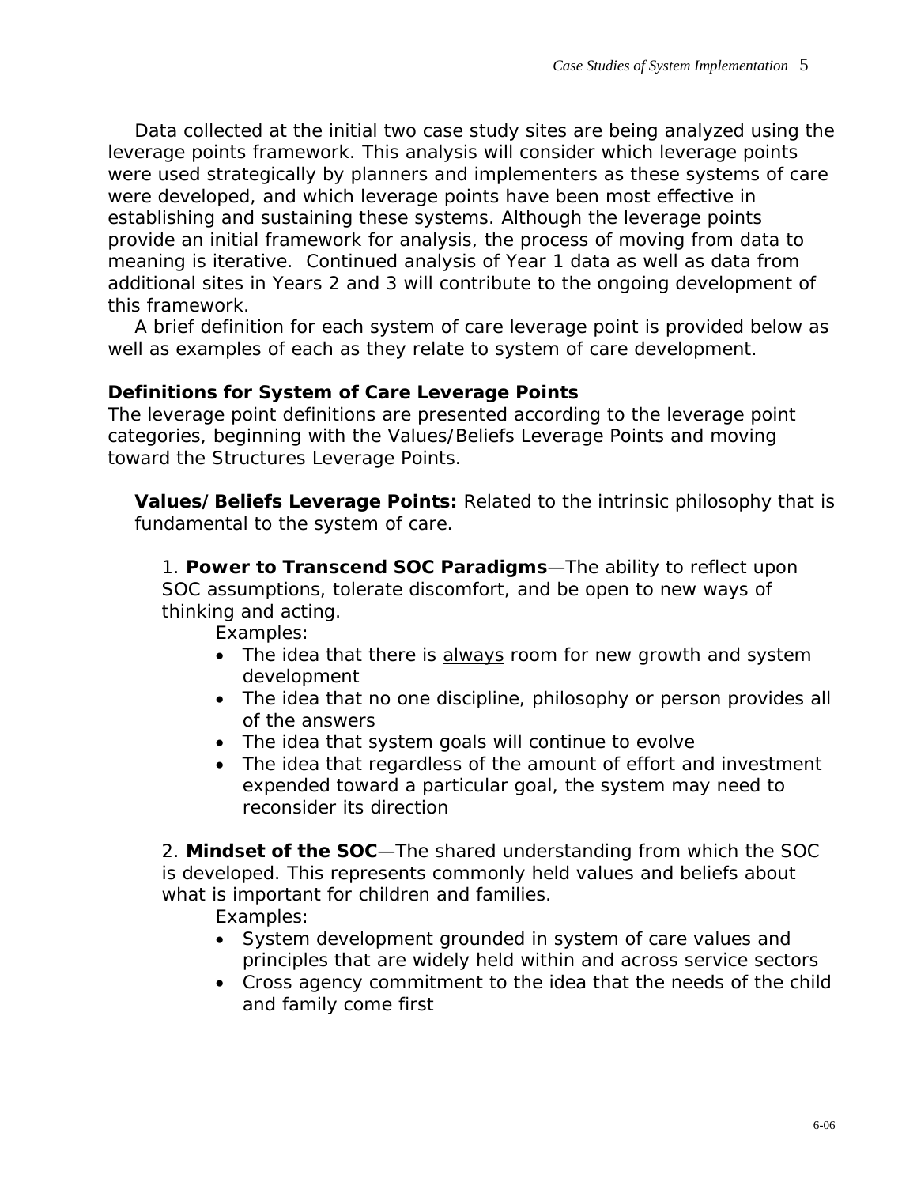Data collected at the initial two case study sites are being analyzed using the leverage points framework. This analysis will consider which leverage points were used strategically by planners and implementers as these systems of care were developed, and which leverage points have been most effective in establishing and sustaining these systems. Although the leverage points provide an initial framework for analysis, the process of moving from data to meaning is iterative. Continued analysis of Year 1 data as well as data from additional sites in Years 2 and 3 will contribute to the ongoing development of this framework.

A brief definition for each system of care leverage point is provided below as well as examples of each as they relate to system of care development.

### Definitions for System of Care Leverage Points

The leverage point definitions are presented according to the leverage point categories, beginning with the Values/Beliefs Leverage Points and moving toward the Structures Leverage Points.

**Values/Beliefs Leverage Points:** Related to the intrinsic philosophy that is fundamental to the system of care.

1. **Power to Transcend SOC Paradigms**—The ability to reflect upon SOC assumptions, tolerate discomfort, and be open to new ways of thinking and acting.

Examples:

- The idea that there is <u>always</u> room for new growth and system development
- The idea that no one discipline, philosophy or person provides all of the answers
- The idea that system goals will continue to evolve
- The idea that regardless of the amount of effort and investment expended toward a particular goal, the system may need to reconsider its direction

2. **Mindset of the SOC**—The shared understanding from which the SOC is developed. This represents commonly held values and beliefs about what is important for children and families.

Examples:

- System development grounded in system of care values and principles that are widely held within and across service sectors
- Cross agency commitment to the idea that the needs of the child and family come first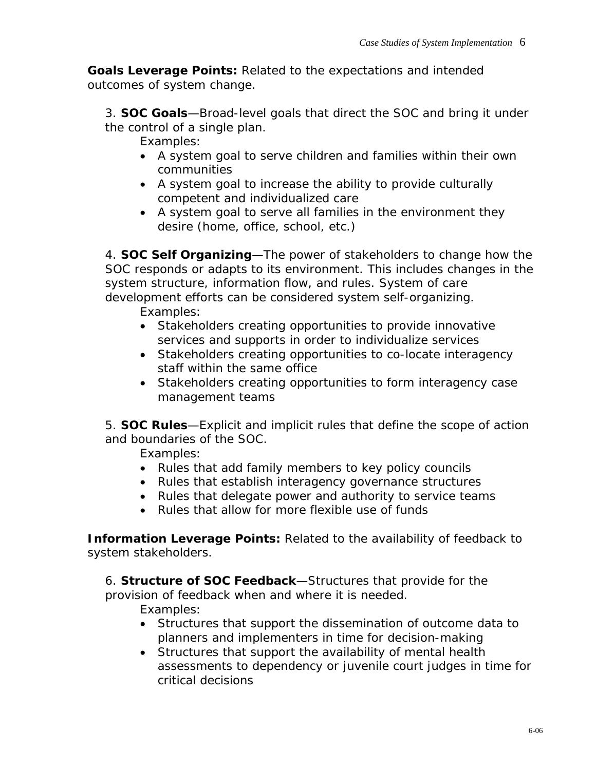**Goals Leverage Points:** Related to the expectations and intended outcomes of system change.

3. **SOC Goals**—Broad-level goals that direct the SOC and bring it under the control of a single plan.

   Examples:
   - A system goal to serve children and families within their own communities
   - A system goal to increase the ability to provide culturally competent and individualized care
   - A system goal to serve all families in the environment they desire (home, office, school, etc.)

4. **SOC Self Organizing**—The power of stakeholders to change how the SOC responds or adapts to its environment. This includes changes in the system structure, information flow, and rules. System of care development efforts can be considered system self-organizing.

   Examples:
   - Stakeholders creating opportunities to provide innovative services and supports in order to individualize services
   - Stakeholders creating opportunities to co-locate interagency staff within the same office
   - Stakeholders creating opportunities to form interagency case management teams

5. **SOC Rules**—Explicit and implicit rules that define the scope of action and boundaries of the SOC.

   Examples:
   - Rules that add family members to key policy councils
   - Rules that establish interagency governance structures
   - Rules that delegate power and authority to service teams
   - Rules that allow for more flexible use of funds

**Information Leverage Points:** Related to the availability of feedback to system stakeholders.

6. **Structure of SOC Feedback**—Structures that provide for the provision of feedback when and where it is needed.

   Examples:
   - Structures that support the dissemination of outcome data to planners and implementers in time for decision-making
   - Structures that support the availability of mental health assessments to dependency or juvenile court judges in time for critical decisions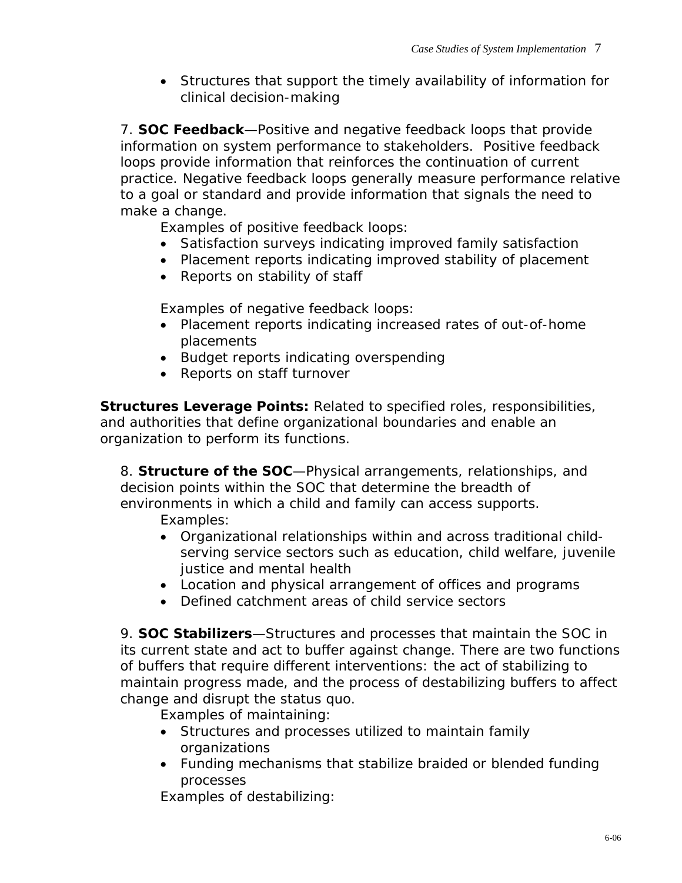- Structures that support the timely availability of information for clinical decision-making

7. **SOC Feedback**—Positive and negative feedback loops that provide information on system performance to stakeholders. Positive feedback loops provide information that reinforces the continuation of current practice. Negative feedback loops generally measure performance relative to a goal or standard and provide information that signals the need to make a change.

Examples of positive feedback loops:

- Satisfaction surveys indicating improved family satisfaction
- Placement reports indicating improved stability of placement
- Reports on stability of staff

Examples of negative feedback loops:

- Placement reports indicating increased rates of out-of-home placements
- Budget reports indicating overspending
- Reports on staff turnover

**Structures Leverage Points:** Related to specified roles, responsibilities, and authorities that define organizational boundaries and enable an organization to perform its functions.

8. **Structure of the SOC**—Physical arrangements, relationships, and decision points within the SOC that determine the breadth of environments in which a child and family can access supports.

Examples:

- Organizational relationships within and across traditional child-serving service sectors such as education, child welfare, juvenile justice and mental health
- Location and physical arrangement of offices and programs
- Defined catchment areas of child service sectors

9. **SOC Stabilizers**—Structures and processes that maintain the SOC in its current state and act to buffer against change. There are two functions of buffers that require different interventions: the act of stabilizing to maintain progress made, and the process of destabilizing buffers to affect change and disrupt the status quo.

Examples of maintaining:

- Structures and processes utilized to maintain family organizations
- Funding mechanisms that stabilize braided or blended funding processes

Examples of destabilizing: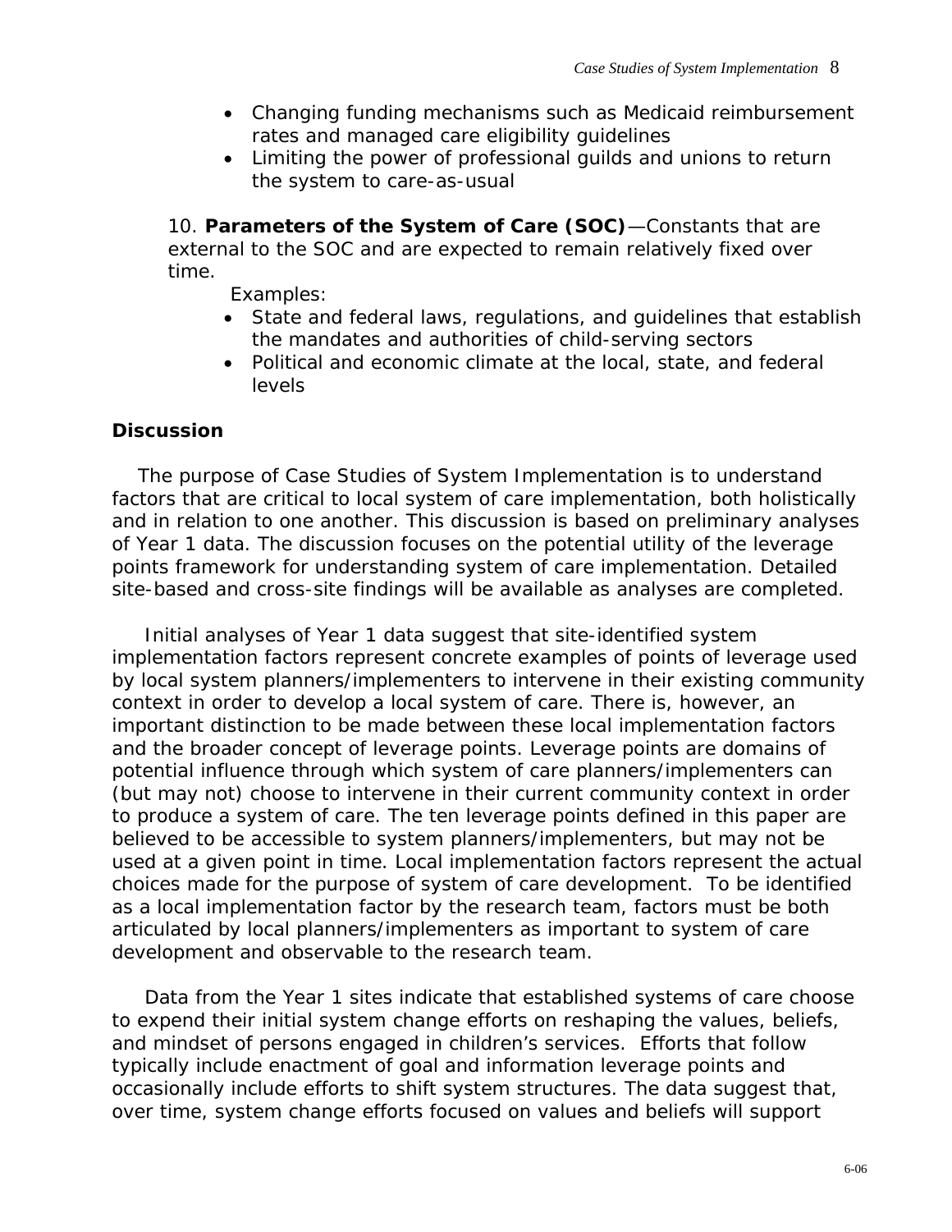- Changing funding mechanisms such as Medicaid reimbursement rates and managed care eligibility guidelines
- Limiting the power of professional guilds and unions to return the system to care-as-usual

10. **Parameters of the System of Care (SOC)**—Constants that are external to the SOC and are expected to remain relatively fixed over time.

Examples:

- State and federal laws, regulations, and guidelines that establish the mandates and authorities of child-serving sectors
- Political and economic climate at the local, state, and federal levels

### Discussion

The purpose of Case Studies of System Implementation is to understand factors that are critical to local system of care implementation, both holistically and in relation to one another. This discussion is based on preliminary analyses of Year 1 data. The discussion focuses on the potential utility of the leverage points framework for understanding system of care implementation. Detailed site-based and cross-site findings will be available as analyses are completed.

Initial analyses of Year 1 data suggest that site-identified system implementation factors represent concrete examples of points of leverage used by local system planners/implementers to intervene in their existing community context in order to develop a local system of care. There is, however, an important distinction to be made between these local implementation factors and the broader concept of leverage points. Leverage points are domains of potential influence through which system of care planners/implementers can (but may not) choose to intervene in their current community context in order to produce a system of care. The ten leverage points defined in this paper are believed to be accessible to system planners/implementers, but may not be used at a given point in time. Local implementation factors represent the actual choices made for the purpose of system of care development. To be identified as a local implementation factor by the research team, factors must be both articulated by local planners/implementers as important to system of care development and observable to the research team.

Data from the Year 1 sites indicate that established systems of care choose to expend their initial system change efforts on reshaping the values, beliefs, and mindset of persons engaged in children's services. Efforts that follow typically include enactment of goal and information leverage points and occasionally include efforts to shift system structures. The data suggest that, over time, system change efforts focused on values and beliefs will support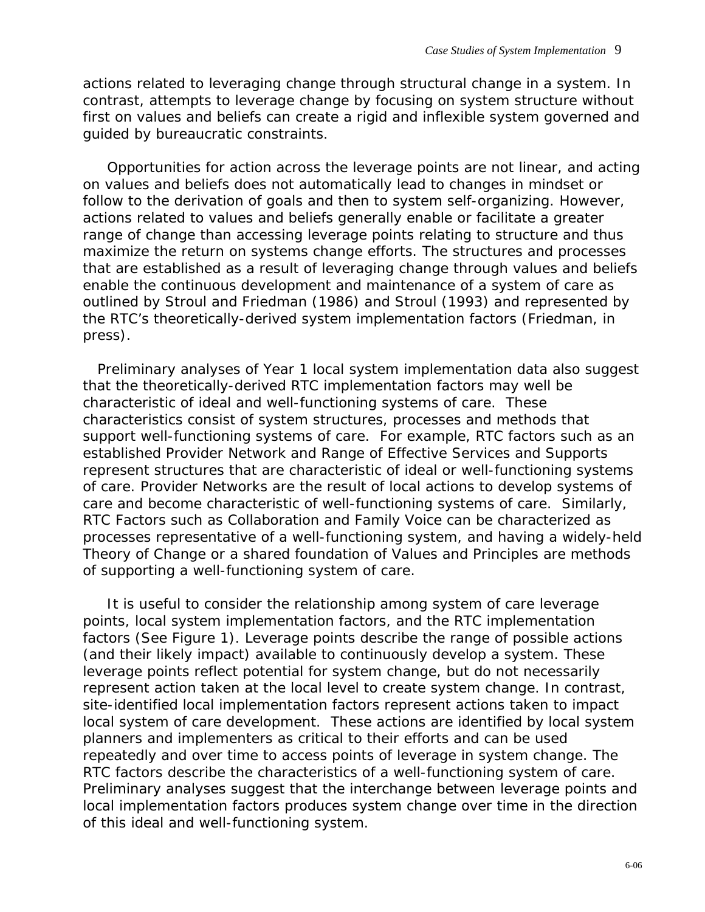actions related to leveraging change through structural change in a system. In contrast, attempts to leverage change by focusing on system structure without first on values and beliefs can create a rigid and inflexible system governed and guided by bureaucratic constraints.

Opportunities for action across the leverage points are not linear, and acting on values and beliefs does not automatically lead to changes in mindset or follow to the derivation of goals and then to system self-organizing. However, actions related to values and beliefs generally enable or facilitate a greater range of change than accessing leverage points relating to structure and thus maximize the return on systems change efforts. The structures and processes that are established as a result of leveraging change through values and beliefs enable the continuous development and maintenance of a system of care as outlined by Stroul and Friedman (1986) and Stroul (1993) and represented by the RTC's theoretically-derived system implementation factors (Friedman, in press).

Preliminary analyses of Year 1 local system implementation data also suggest that the theoretically-derived RTC implementation factors may well be characteristic of ideal and well-functioning systems of care. These characteristics consist of system structures, processes and methods that support well-functioning systems of care. For example, RTC factors such as an established Provider Network and Range of Effective Services and Supports represent structures that are characteristic of ideal or well-functioning systems of care. Provider Networks are the result of local actions to develop systems of care and become characteristic of well-functioning systems of care. Similarly, RTC Factors such as Collaboration and Family Voice can be characterized as processes representative of a well-functioning system, and having a widely-held Theory of Change or a shared foundation of Values and Principles are methods of supporting a well-functioning system of care.

It is useful to consider the relationship among system of care leverage points, local system implementation factors, and the RTC implementation factors (See Figure 1). Leverage points describe the range of possible actions (and their likely impact) available to continuously develop a system. These leverage points reflect potential for system change, but do not necessarily represent action taken at the local level to create system change. In contrast, site-identified local implementation factors represent actions taken to impact local system of care development. These actions are identified by local system planners and implementers as critical to their efforts and can be used repeatedly and over time to access points of leverage in system change. The RTC factors describe the characteristics of a well-functioning system of care. Preliminary analyses suggest that the interchange between leverage points and local implementation factors produces system change over time in the direction of this ideal and well-functioning system.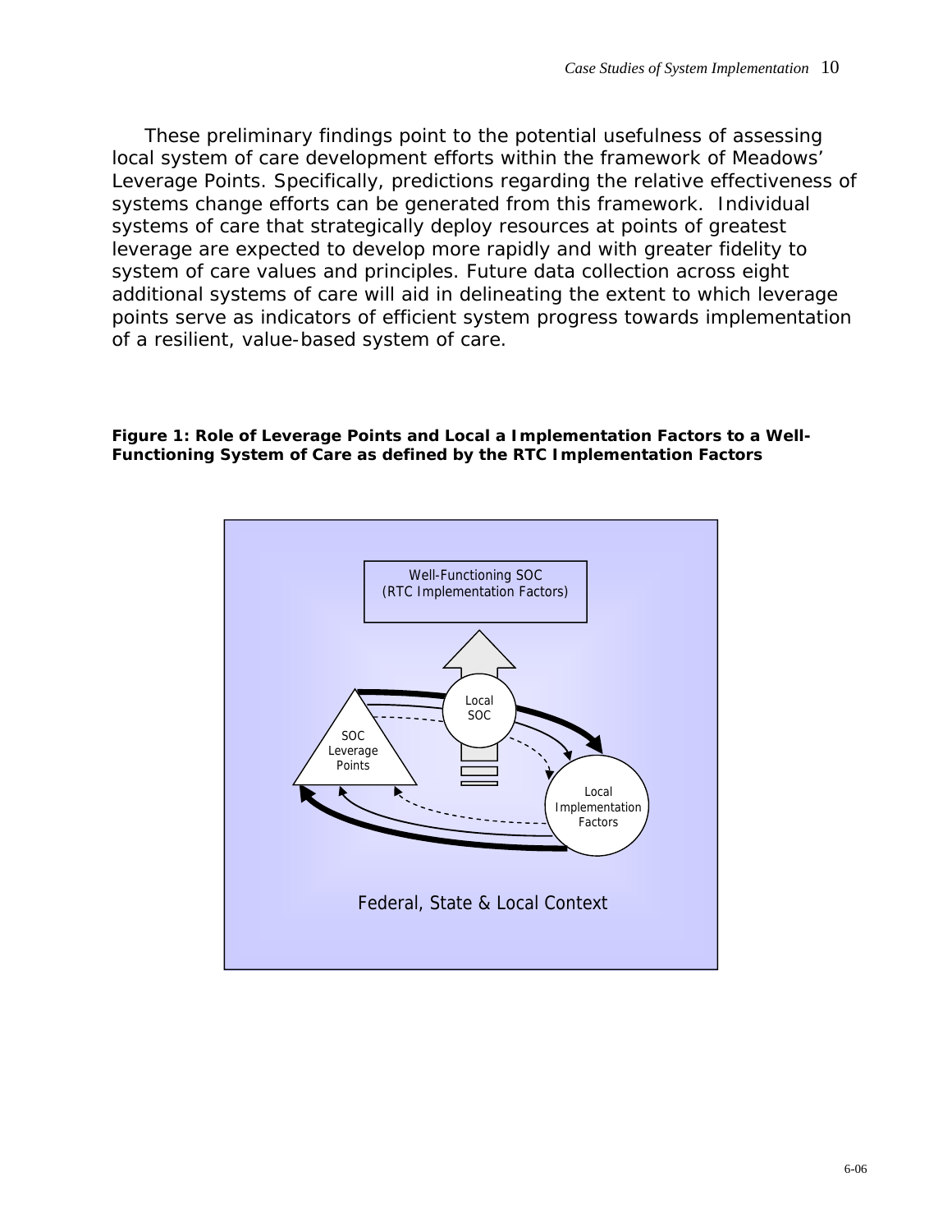These preliminary findings point to the potential usefulness of assessing local system of care development efforts within the framework of Meadows' Leverage Points. Specifically, predictions regarding the relative effectiveness of systems change efforts can be generated from this framework. Individual systems of care that strategically deploy resources at points of greatest leverage are expected to develop more rapidly and with greater fidelity to system of care values and principles. Future data collection across eight additional systems of care will aid in delineating the extent to which leverage points serve as indicators of efficient system progress towards implementation of a resilient, value-based system of care.

**Figure 1: Role of Leverage Points and Local a Implementation Factors to a Well-Functioning System of Care as defined by the RTC Implementation Factors**

Well-Functioning SOC
(RTC Implementation Factors)

Local SOC

SOC Leverage Points

Local Implementation Factors

Federal, State & Local Context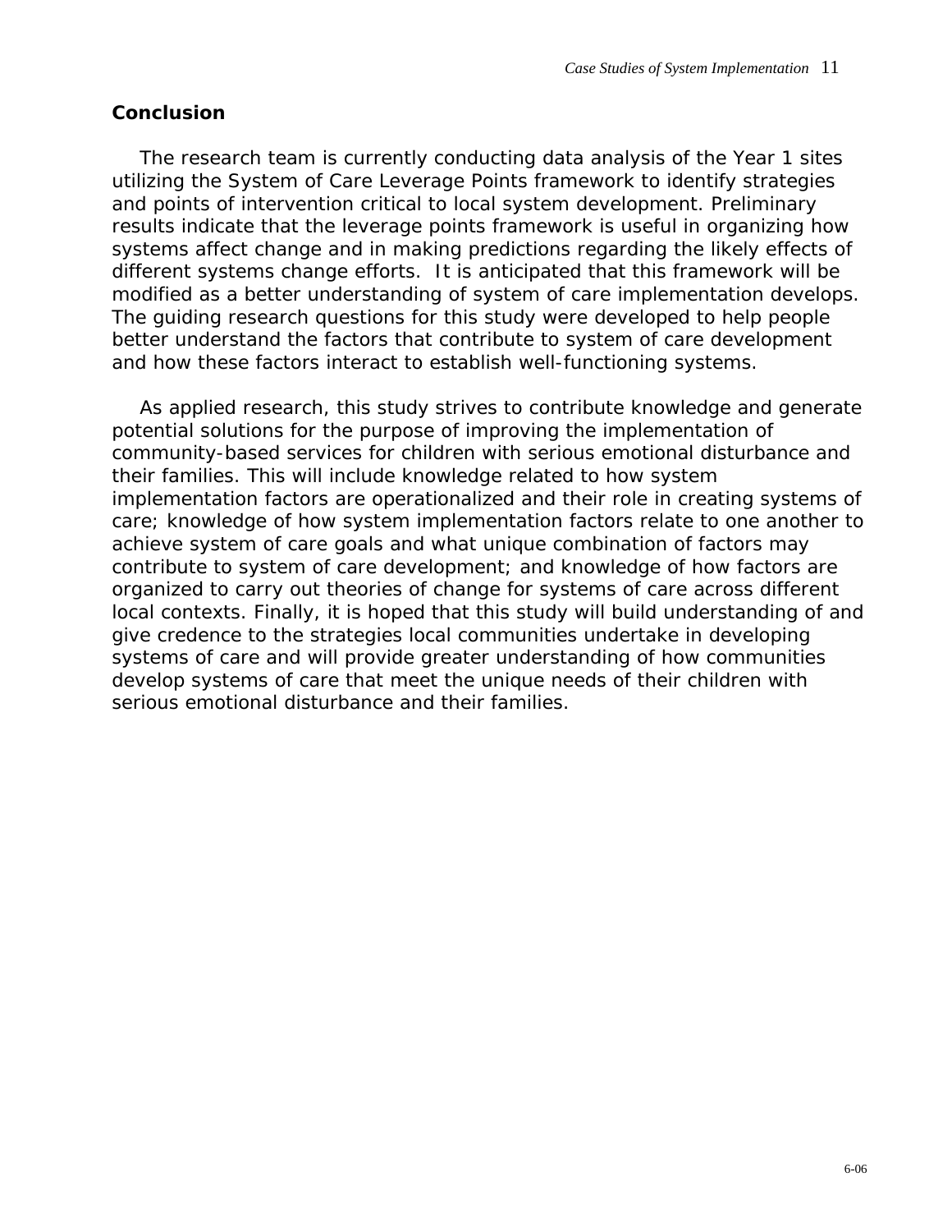## Conclusion

The research team is currently conducting data analysis of the Year 1 sites utilizing the System of Care Leverage Points framework to identify strategies and points of intervention critical to local system development. Preliminary results indicate that the leverage points framework is useful in organizing how systems affect change and in making predictions regarding the likely effects of different systems change efforts. It is anticipated that this framework will be modified as a better understanding of system of care implementation develops. The guiding research questions for this study were developed to help people better understand the factors that contribute to system of care development and how these factors interact to establish well-functioning systems.

As applied research, this study strives to contribute knowledge and generate potential solutions for the purpose of improving the implementation of community-based services for children with serious emotional disturbance and their families. This will include knowledge related to how system implementation factors are operationalized and their role in creating systems of care; knowledge of how system implementation factors relate to one another to achieve system of care goals and what unique combination of factors may contribute to system of care development; and knowledge of how factors are organized to carry out theories of change for systems of care across different local contexts. Finally, it is hoped that this study will build understanding of and give credence to the strategies local communities undertake in developing systems of care and will provide greater understanding of how communities develop systems of care that meet the unique needs of their children with serious emotional disturbance and their families.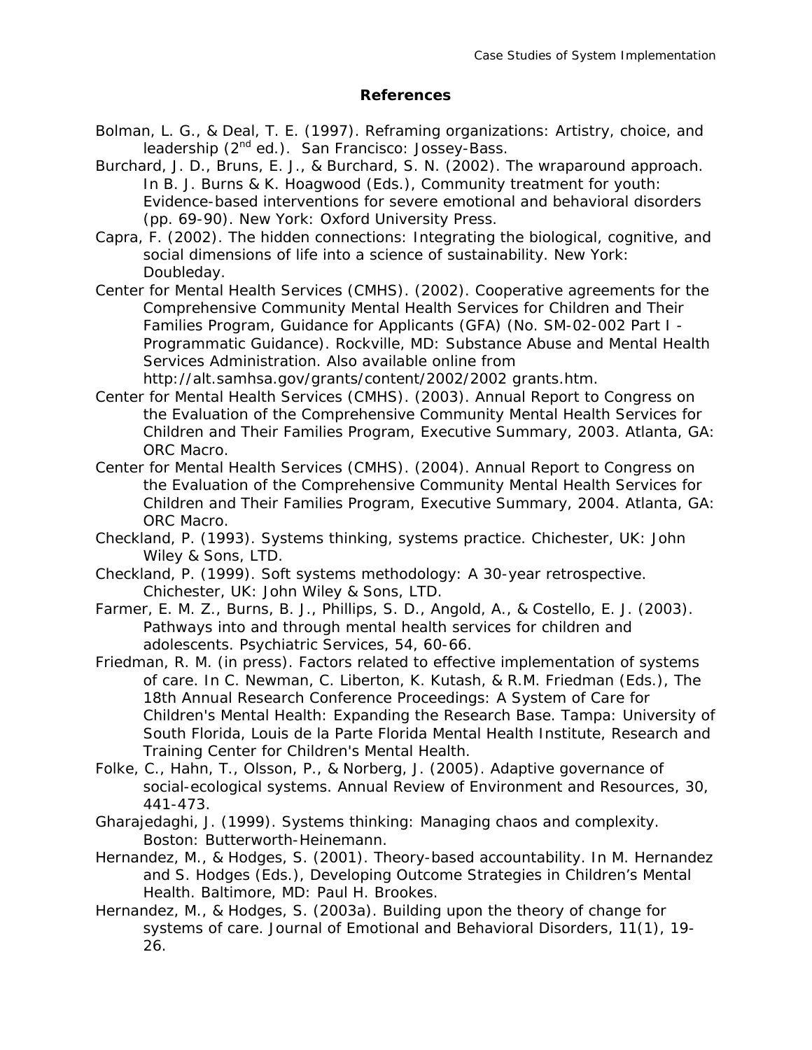## References

Bolman, L. G., & Deal, T. E. (1997). Reframing organizations: Artistry, choice, and leadership (2nd ed.). San Francisco: Jossey-Bass.

Burchard, J. D., Bruns, E. J., & Burchard, S. N. (2002). The wraparound approach. In B. J. Burns & K. Hoagwood (Eds.), Community treatment for youth: Evidence-based interventions for severe emotional and behavioral disorders (pp. 69-90). New York: Oxford University Press.

Capra, F. (2002). The hidden connections: Integrating the biological, cognitive, and social dimensions of life into a science of sustainability. New York: Doubleday.

Center for Mental Health Services (CMHS). (2002). Cooperative agreements for the Comprehensive Community Mental Health Services for Children and Their Families Program, Guidance for Applicants (GFA) (No. SM-02-002 Part I - Programmatic Guidance). Rockville, MD: Substance Abuse and Mental Health Services Administration. Also available online from http://alt.samhsa.gov/grants/content/2002/2002 grants.htm.

Center for Mental Health Services (CMHS). (2003). Annual Report to Congress on the Evaluation of the Comprehensive Community Mental Health Services for Children and Their Families Program, Executive Summary, 2003. Atlanta, GA: ORC Macro.

Center for Mental Health Services (CMHS). (2004). Annual Report to Congress on the Evaluation of the Comprehensive Community Mental Health Services for Children and Their Families Program, Executive Summary, 2004. Atlanta, GA: ORC Macro.

Checkland, P. (1993). Systems thinking, systems practice. Chichester, UK: John Wiley & Sons, LTD.

Checkland, P. (1999). Soft systems methodology: A 30-year retrospective. Chichester, UK: John Wiley & Sons, LTD.

Farmer, E. M. Z., Burns, B. J., Phillips, S. D., Angold, A., & Costello, E. J. (2003). Pathways into and through mental health services for children and adolescents. Psychiatric Services, 54, 60-66.

Friedman, R. M. (in press). Factors related to effective implementation of systems of care. In C. Newman, C. Liberton, K. Kutash, & R.M. Friedman (Eds.), The 18th Annual Research Conference Proceedings: A System of Care for Children's Mental Health: Expanding the Research Base. Tampa: University of South Florida, Louis de la Parte Florida Mental Health Institute, Research and Training Center for Children's Mental Health.

Folke, C., Hahn, T., Olsson, P., & Norberg, J. (2005). Adaptive governance of social-ecological systems. Annual Review of Environment and Resources, 30, 441-473.

Gharajedaghi, J. (1999). Systems thinking: Managing chaos and complexity. Boston: Butterworth-Heinemann.

Hernandez, M., & Hodges, S. (2001). Theory-based accountability. In M. Hernandez and S. Hodges (Eds.), Developing Outcome Strategies in Children's Mental Health. Baltimore, MD: Paul H. Brookes.

Hernandez, M., & Hodges, S. (2003a). Building upon the theory of change for systems of care. Journal of Emotional and Behavioral Disorders, 11(1), 19-26.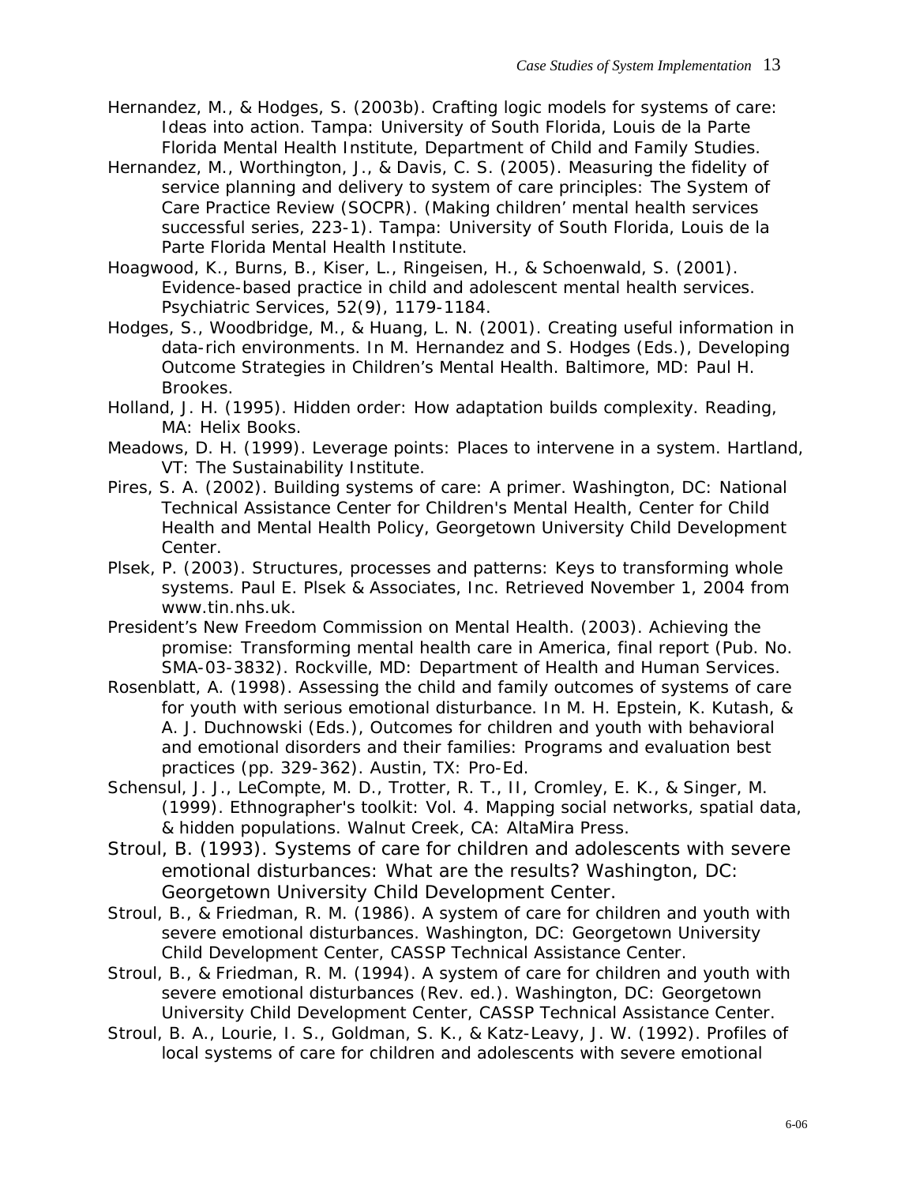Hernandez, M., & Hodges, S. (2003b). Crafting logic models for systems of care: Ideas into action. Tampa: University of South Florida, Louis de la Parte Florida Mental Health Institute, Department of Child and Family Studies.

Hernandez, M., Worthington, J., & Davis, C. S. (2005). Measuring the fidelity of service planning and delivery to system of care principles: The System of Care Practice Review (SOCPR). (Making children' mental health services successful series, 223-1). Tampa: University of South Florida, Louis de la Parte Florida Mental Health Institute.

Hoagwood, K., Burns, B., Kiser, L., Ringeisen, H., & Schoenwald, S. (2001). Evidence-based practice in child and adolescent mental health services. Psychiatric Services, 52(9), 1179-1184.

Hodges, S., Woodbridge, M., & Huang, L. N. (2001). Creating useful information in data-rich environments. In M. Hernandez and S. Hodges (Eds.), Developing Outcome Strategies in Children's Mental Health. Baltimore, MD: Paul H. Brookes.

Holland, J. H. (1995). Hidden order: How adaptation builds complexity. Reading, MA: Helix Books.

Meadows, D. H. (1999). Leverage points: Places to intervene in a system. Hartland, VT: The Sustainability Institute.

Pires, S. A. (2002). Building systems of care: A primer. Washington, DC: National Technical Assistance Center for Children's Mental Health, Center for Child Health and Mental Health Policy, Georgetown University Child Development Center.

Plsek, P. (2003). Structures, processes and patterns: Keys to transforming whole systems. Paul E. Plsek & Associates, Inc. Retrieved November 1, 2004 from www.tin.nhs.uk.

President's New Freedom Commission on Mental Health. (2003). Achieving the promise: Transforming mental health care in America, final report (Pub. No. SMA-03-3832). Rockville, MD: Department of Health and Human Services.

Rosenblatt, A. (1998). Assessing the child and family outcomes of systems of care for youth with serious emotional disturbance. In M. H. Epstein, K. Kutash, & A. J. Duchnowski (Eds.), Outcomes for children and youth with behavioral and emotional disorders and their families: Programs and evaluation best practices (pp. 329-362). Austin, TX: Pro-Ed.

Schensul, J. J., LeCompte, M. D., Trotter, R. T., II, Cromley, E. K., & Singer, M. (1999). Ethnographer's toolkit: Vol. 4. Mapping social networks, spatial data, & hidden populations. Walnut Creek, CA: AltaMira Press.

Stroul, B. (1993). Systems of care for children and adolescents with severe emotional disturbances: What are the results? Washington, DC: Georgetown University Child Development Center.

Stroul, B., & Friedman, R. M. (1986). A system of care for children and youth with severe emotional disturbances. Washington, DC: Georgetown University Child Development Center, CASSP Technical Assistance Center.

Stroul, B., & Friedman, R. M. (1994). A system of care for children and youth with severe emotional disturbances (Rev. ed.). Washington, DC: Georgetown University Child Development Center, CASSP Technical Assistance Center.

Stroul, B. A., Lourie, I. S., Goldman, S. K., & Katz-Leavy, J. W. (1992). Profiles of local systems of care for children and adolescents with severe emotional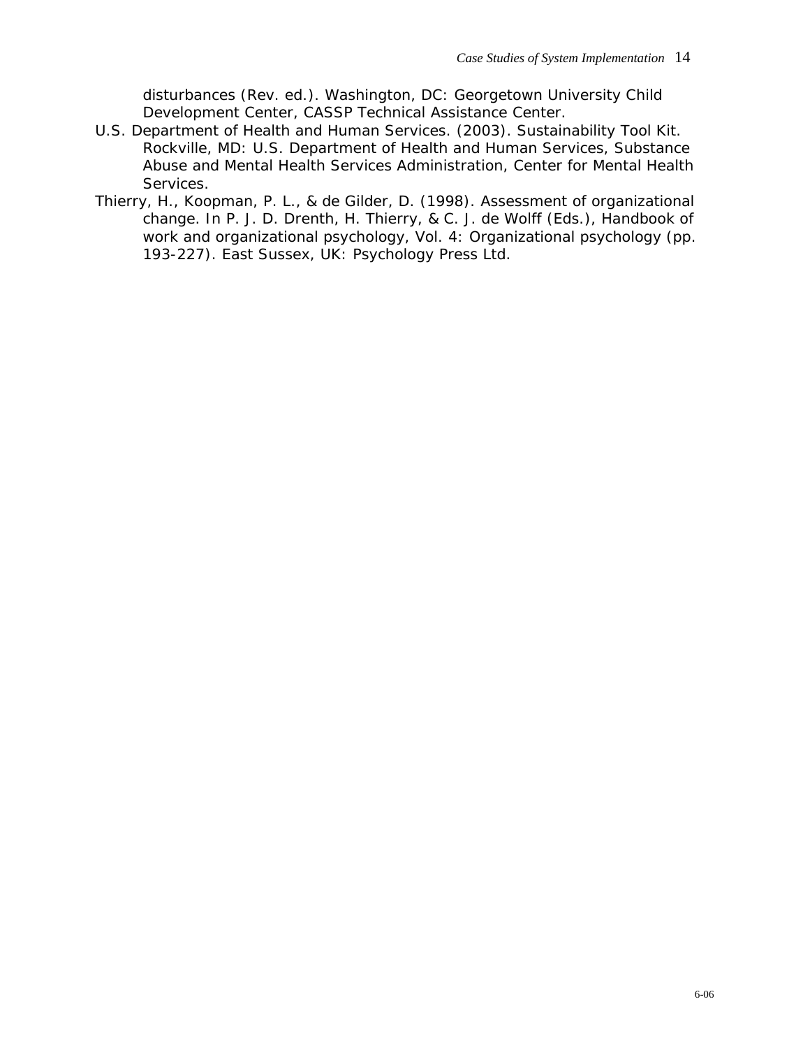disturbances (Rev. ed.). Washington, DC: Georgetown University Child Development Center, CASSP Technical Assistance Center.

U.S. Department of Health and Human Services. (2003). Sustainability Tool Kit. Rockville, MD: U.S. Department of Health and Human Services, Substance Abuse and Mental Health Services Administration, Center for Mental Health Services.

Thierry, H., Koopman, P. L., & de Gilder, D. (1998). Assessment of organizational change. In P. J. D. Drenth, H. Thierry, & C. J. de Wolff (Eds.), Handbook of work and organizational psychology, Vol. 4: Organizational psychology (pp. 193-227). East Sussex, UK: Psychology Press Ltd.